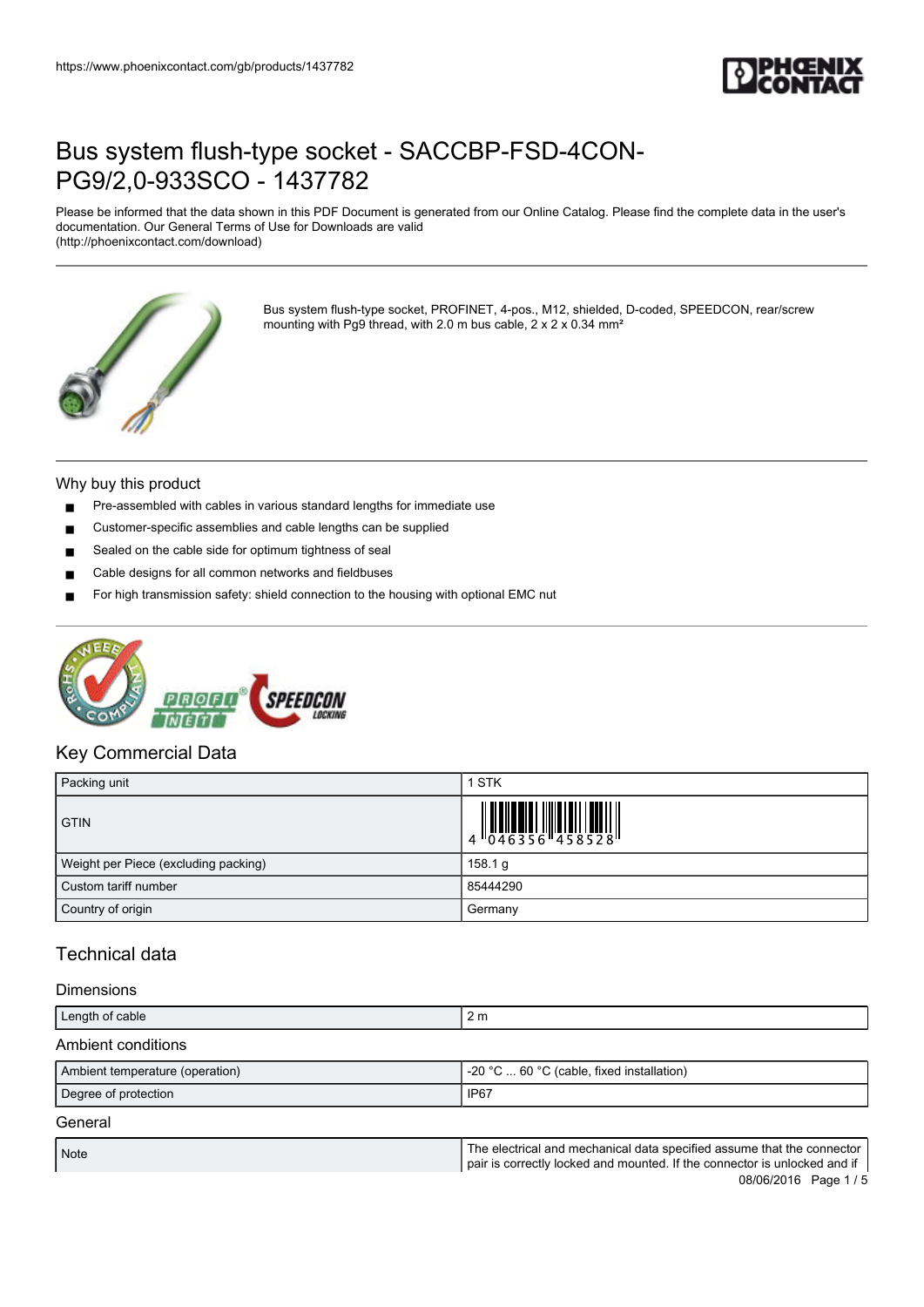# Bus system flush-type socket - SACCBP-FSD-4CON-PG9/2,0-933SCO - 1437782

Please be informed that the data shown in this PDF Document is generated from our Online Catalog. Please find the complete data in the user's documentation. Our General Terms of Use for Downloads are valid (http://phoenixcontact.com/download)

Bus system flush-type socket, PROFINET, 4-pos., M12, shielded, D-coded, SPEEDCON, rear/screw mounting with Pg9 thread, with 2.0 m bus cable, 2 x 2 x 0.34 mm²

## Why buy this product

- Pre-assembled with cables in various standard lengths for immediate use
- Customer-specific assemblies and cable lengths can be supplied
- Sealed on the cable side for optimum tightness of seal
- Cable designs for all common networks and fieldbuses
- For high transmission safety: shield connection to the housing with optional EMC nut

## Key Commercial Data

| | |
|---|---|
| Packing unit | 1 STK |
| GTIN | 4 046356 458528 |
| Weight per Piece (excluding packing) | 158.1 g |
| Custom tariff number | 85444290 |
| Country of origin | Germany |

## Technical data

### Dimensions

| | |
|---|---|
| Length of cable | 2 m |

### Ambient conditions

| | |
|---|---|
| Ambient temperature (operation) | -20 °C ... 60 °C (cable, fixed installation) |
| Degree of protection | IP67 |

### General

| | |
|---|---|
| Note | The electrical and mechanical data specified assume that the connector pair is correctly locked and mounted. If the connector is unlocked and if |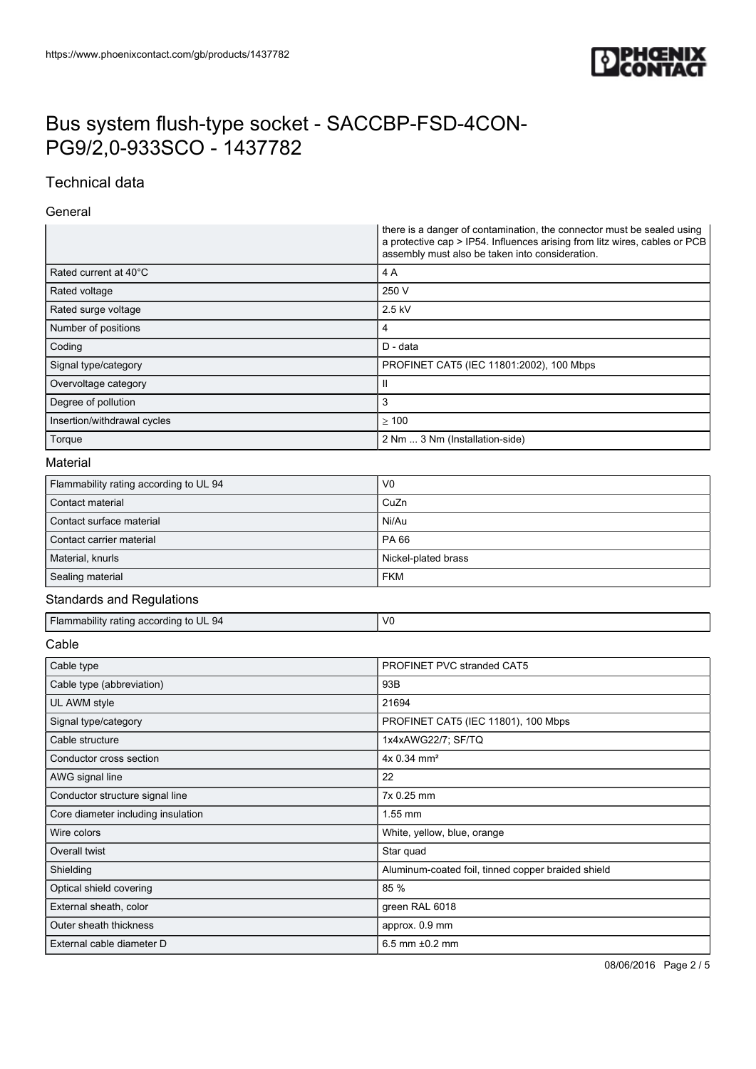# Bus system flush-type socket - SACCBP-FSD-4CON-PG9/2,0-933SCO - 1437782

## Technical data

### General

| | |
|---|---|
| | there is a danger of contamination, the connector must be sealed using a protective cap > IP54. Influences arising from litz wires, cables or PCB assembly must also be taken into consideration. |
| Rated current at 40°C | 4 A |
| Rated voltage | 250 V |
| Rated surge voltage | 2.5 kV |
| Number of positions | 4 |
| Coding | D - data |
| Signal type/category | PROFINET CAT5 (IEC 11801:2002), 100 Mbps |
| Overvoltage category | II |
| Degree of pollution | 3 |
| Insertion/withdrawal cycles | ≥ 100 |
| Torque | 2 Nm ... 3 Nm (Installation-side) |

### Material

| | |
|---|---|
| Flammability rating according to UL 94 | V0 |
| Contact material | CuZn |
| Contact surface material | Ni/Au |
| Contact carrier material | PA 66 |
| Material, knurls | Nickel-plated brass |
| Sealing material | FKM |

### Standards and Regulations

| | |
|---|---|
| Flammability rating according to UL 94 | V0 |

### Cable

| | |
|---|---|
| Cable type | PROFINET PVC stranded CAT5 |
| Cable type (abbreviation) | 93B |
| UL AWM style | 21694 |
| Signal type/category | PROFINET CAT5 (IEC 11801), 100 Mbps |
| Cable structure | 1x4xAWG22/7; SF/TQ |
| Conductor cross section | 4x 0.34 mm² |
| AWG signal line | 22 |
| Conductor structure signal line | 7x 0.25 mm |
| Core diameter including insulation | 1.55 mm |
| Wire colors | White, yellow, blue, orange |
| Overall twist | Star quad |
| Shielding | Aluminum-coated foil, tinned copper braided shield |
| Optical shield covering | 85 % |
| External sheath, color | green RAL 6018 |
| Outer sheath thickness | approx. 0.9 mm |
| External cable diameter D | 6.5 mm ±0.2 mm |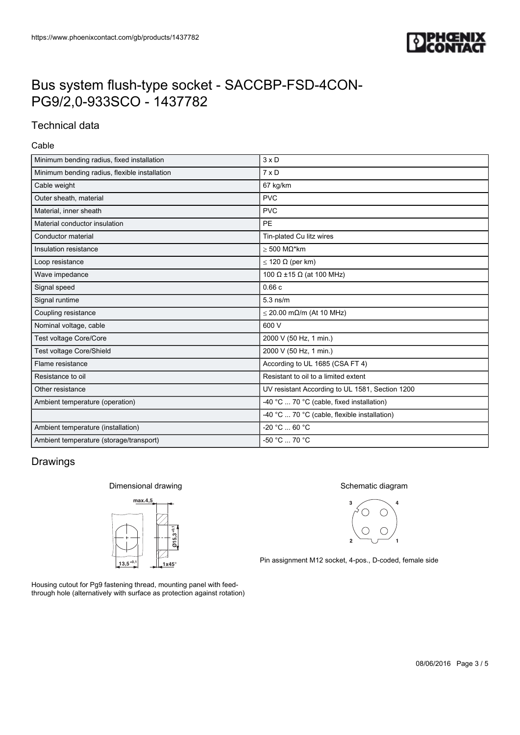# Bus system flush-type socket - SACCBP-FSD-4CON-PG9/2,0-933SCO - 1437782

## Technical data

### Cable

| | |
|---|---|
| Minimum bending radius, fixed installation | 3 x D |
| Minimum bending radius, flexible installation | 7 x D |
| Cable weight | 67 kg/km |
| Outer sheath, material | PVC |
| Material, inner sheath | PVC |
| Material conductor insulation | PE |
| Conductor material | Tin-plated Cu litz wires |
| Insulation resistance | ≥ 500 MΩ*km |
| Loop resistance | ≤ 120 Ω (per km) |
| Wave impedance | 100 Ω ±15 Ω (at 100 MHz) |
| Signal speed | 0.66 c |
| Signal runtime | 5.3 ns/m |
| Coupling resistance | ≤ 20.00 mΩ/m (At 10 MHz) |
| Nominal voltage, cable | 600 V |
| Test voltage Core/Core | 2000 V (50 Hz, 1 min.) |
| Test voltage Core/Shield | 2000 V (50 Hz, 1 min.) |
| Flame resistance | According to UL 1685 (CSA FT 4) |
| Resistance to oil | Resistant to oil to a limited extent |
| Other resistance | UV resistant According to UL 1581, Section 1200 |
| Ambient temperature (operation) | -40 °C ... 70 °C (cable, fixed installation) |
| | -40 °C ... 70 °C (cable, flexible installation) |
| Ambient temperature (installation) | -20 °C ... 60 °C |
| Ambient temperature (storage/transport) | -50 °C ... 70 °C |

## Drawings

Dimensional drawing

max.4,5

Ø15,3[+0,1]

13,5[+0,1]

1x45°

Housing cutout for Pg9 fastening thread, mounting panel with feed-through hole (alternatively with surface as protection against rotation)

Schematic diagram

3 4

2 1

Pin assignment M12 socket, 4-pos., D-coded, female side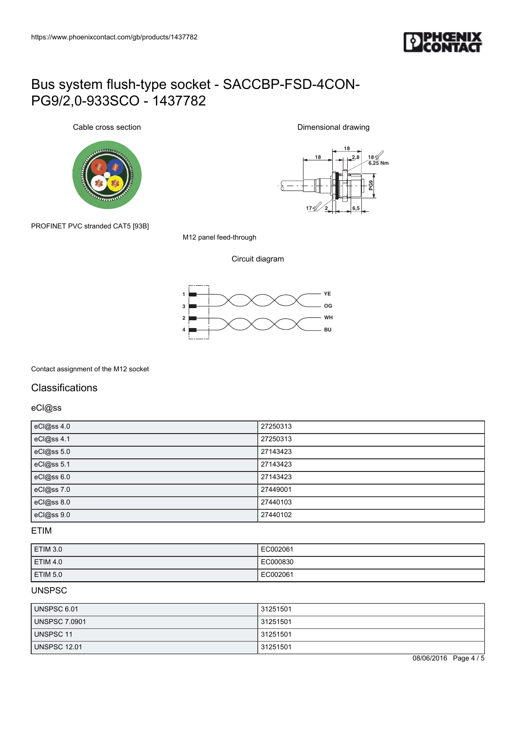# Bus system flush-type socket - SACCBP-FSD-4CON-PG9/2,0-933SCO - 1437782

Cable cross section

PROFINET PVC stranded CAT5 [93B]

Dimensional drawing

M12 panel feed-through

Circuit diagram

Contact assignment of the M12 socket

## Classifications

### eCl@ss

| | |
|---|---|
| eCl@ss 4.0 | 27250313 |
| eCl@ss 4.1 | 27250313 |
| eCl@ss 5.0 | 27143423 |
| eCl@ss 5.1 | 27143423 |
| eCl@ss 6.0 | 27143423 |
| eCl@ss 7.0 | 27449001 |
| eCl@ss 8.0 | 27440103 |
| eCl@ss 9.0 | 27440102 |

### ETIM

| | |
|---|---|
| ETIM 3.0 | EC002061 |
| ETIM 4.0 | EC000830 |
| ETIM 5.0 | EC002061 |

### UNSPSC

| | |
|---|---|
| UNSPSC 6.01 | 31251501 |
| UNSPSC 7.0901 | 31251501 |
| UNSPSC 11 | 31251501 |
| UNSPSC 12.01 | 31251501 |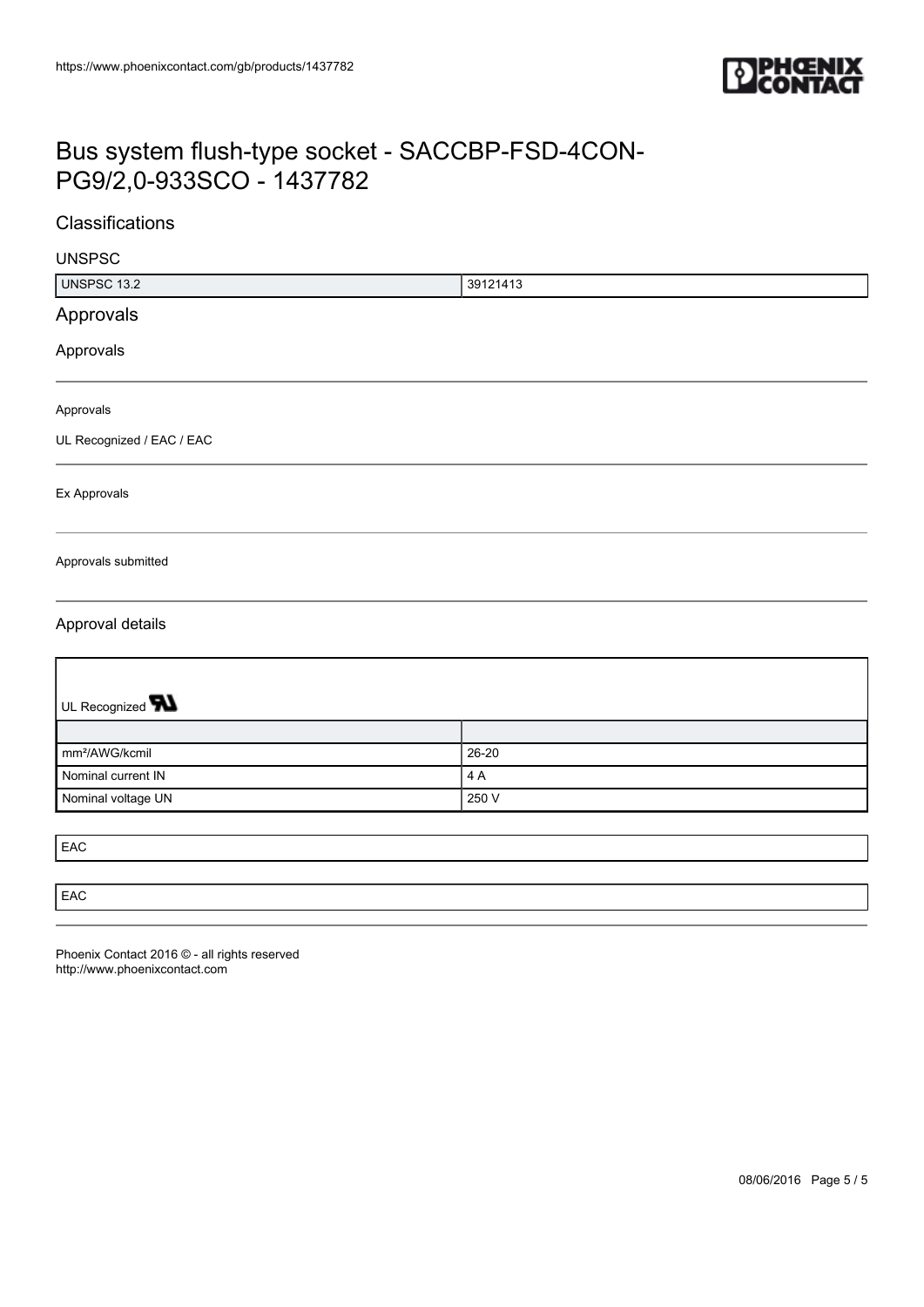# Bus system flush-type socket - SACCBP-FSD-4CON-PG9/2,0-933SCO - 1437782

## Classifications

### UNSPSC

| | |
|---|---|
| UNSPSC 13.2 | 39121413 |

## Approvals

### Approvals

Approvals

UL Recognized / EAC / EAC

Ex Approvals

Approvals submitted

### Approval details

UL Recognized

| | |
|---|---|
| mm²/AWG/kcmil | 26-20 |
| Nominal current IN | 4 A |
| Nominal voltage UN | 250 V |

EAC

EAC

Phoenix Contact 2016 © - all rights reserved
http://www.phoenixcontact.com